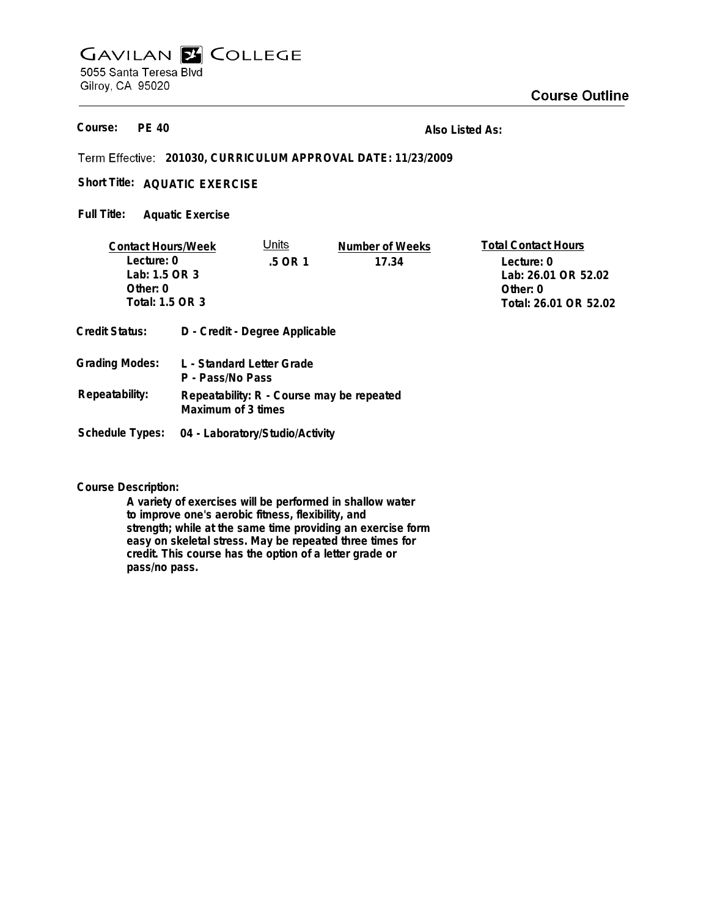# GAVILAN COLLEGE

5055 Santa Teresa Blvd
Gilroy, CA 95020

## Course Outline

**Course:** PE 40

**Also Listed As:**

**Term Effective:** 201030, CURRICULUM APPROVAL DATE: 11/23/2009

**Short Title:** AQUATIC EXERCISE

**Full Title:** Aquatic Exercise

| Contact Hours/Week | Units | Number of Weeks | Total Contact Hours |
|---|---|---|---|
| Lecture: 0 | .5 OR 1 | 17.34 | Lecture: 0 |
| Lab: 1.5 OR 3 | | | Lab: 26.01 OR 52.02 |
| Other: 0 | | | Other: 0 |
| Total: 1.5 OR 3 | | | Total: 26.01 OR 52.02 |

**Credit Status:** D - Credit - Degree Applicable

**Grading Modes:** L - Standard Letter Grade
P - Pass/No Pass

**Repeatability:** Repeatability: R - Course may be repeated
Maximum of 3 times

**Schedule Types:** 04 - Laboratory/Studio/Activity

**Course Description:**

A variety of exercises will be performed in shallow water to improve one's aerobic fitness, flexibility, and strength; while at the same time providing an exercise form easy on skeletal stress. May be repeated three times for credit. This course has the option of a letter grade or pass/no pass.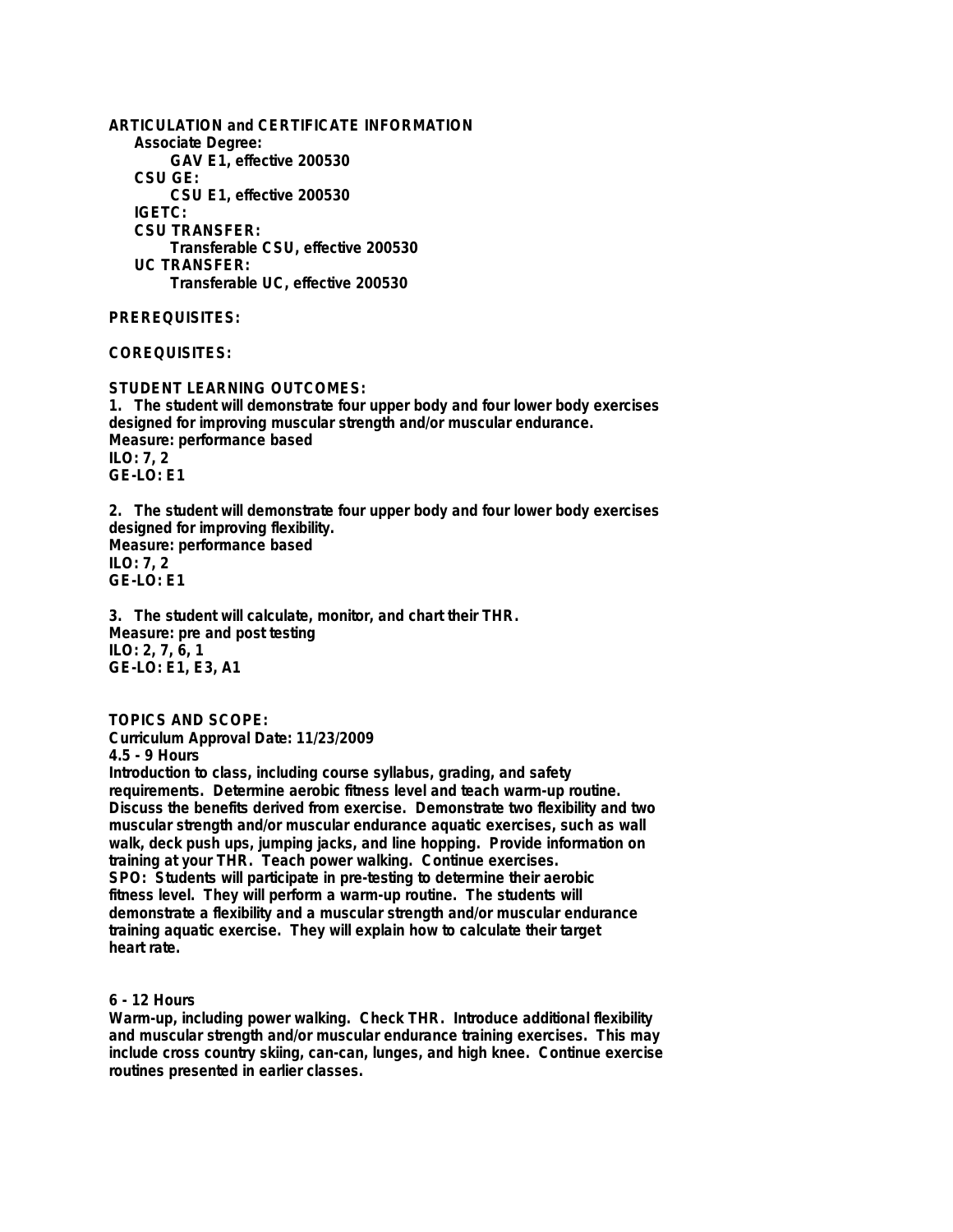**ARTICULATION and CERTIFICATE INFORMATION**

**Associate Degree:**

**GAV E1, effective 200530**

**CSU GE:**

**CSU E1, effective 200530**

**IGETC:**

**CSU TRANSFER:**

**Transferable CSU, effective 200530**

**UC TRANSFER:**

**Transferable UC, effective 200530**

**PREREQUISITES:**

**COREQUISITES:**

**STUDENT LEARNING OUTCOMES:**

**1. The student will demonstrate four upper body and four lower body exercises designed for improving muscular strength and/or muscular endurance.**
**Measure: performance based**
**ILO: 7, 2**
**GE-LO: E1**

**2. The student will demonstrate four upper body and four lower body exercises designed for improving flexibility.**
**Measure: performance based**
**ILO: 7, 2**
**GE-LO: E1**

**3. The student will calculate, monitor, and chart their THR.**
**Measure: pre and post testing**
**ILO: 2, 7, 6, 1**
**GE-LO: E1, E3, A1**

**TOPICS AND SCOPE:**

**Curriculum Approval Date: 11/23/2009**

**4.5 - 9 Hours**

**Introduction to class, including course syllabus, grading, and safety requirements. Determine aerobic fitness level and teach warm-up routine. Discuss the benefits derived from exercise. Demonstrate two flexibility and two muscular strength and/or muscular endurance aquatic exercises, such as wall walk, deck push ups, jumping jacks, and line hopping. Provide information on training at your THR. Teach power walking. Continue exercises.**
**SPO: Students will participate in pre-testing to determine their aerobic fitness level. They will perform a warm-up routine. The students will demonstrate a flexibility and a muscular strength and/or muscular endurance training aquatic exercise. They will explain how to calculate their target heart rate.**

**6 - 12 Hours**

**Warm-up, including power walking. Check THR. Introduce additional flexibility and muscular strength and/or muscular endurance training exercises. This may include cross country skiing, can-can, lunges, and high knee. Continue exercise routines presented in earlier classes.**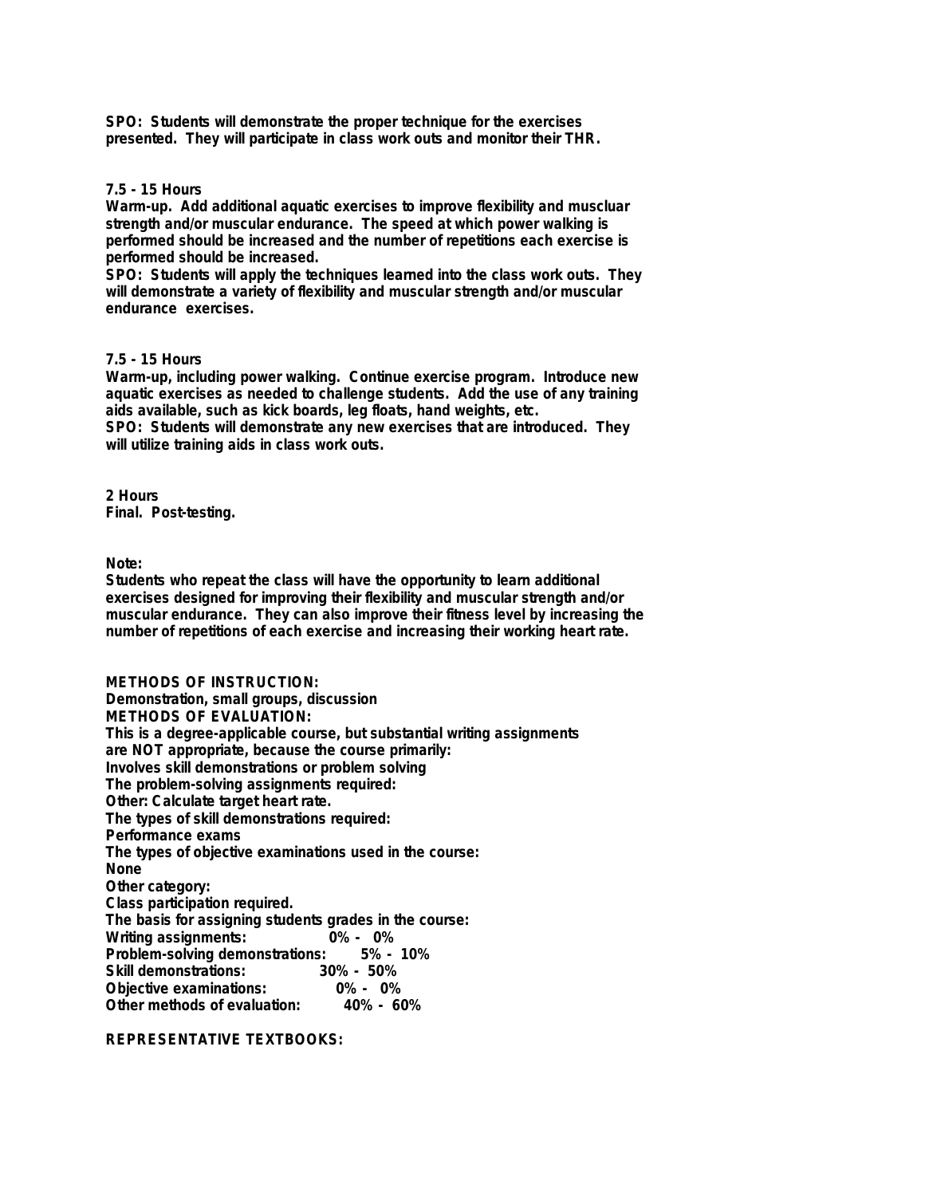**SPO: Students will demonstrate the proper technique for the exercises presented. They will participate in class work outs and monitor their THR.**

**7.5 - 15 Hours**
**Warm-up. Add additional aquatic exercises to improve flexibility and musclular strength and/or muscular endurance. The speed at which power walking is performed should be increased and the number of repetitions each exercise is performed should be increased.**
**SPO: Students will apply the techniques learned into the class work outs. They will demonstrate a variety of flexibility and muscular strength and/or muscular endurance exercises.**

**7.5 - 15 Hours**
**Warm-up, including power walking. Continue exercise program. Introduce new aquatic exercises as needed to challenge students. Add the use of any training aids available, such as kick boards, leg floats, hand weights, etc.**
**SPO: Students will demonstrate any new exercises that are introduced. They will utilize training aids in class work outs.**

**2 Hours**
**Final. Post-testing.**

**Note:**
**Students who repeat the class will have the opportunity to learn additional exercises designed for improving their flexibility and muscular strength and/or muscular endurance. They can also improve their fitness level by increasing the number of repetitions of each exercise and increasing their working heart rate.**

**METHODS OF INSTRUCTION:**
**Demonstration, small groups, discussion**
**METHODS OF EVALUATION:**
**This is a degree-applicable course, but substantial writing assignments are NOT appropriate, because the course primarily:**
**Involves skill demonstrations or problem solving**
**The problem-solving assignments required:**
**Other: Calculate target heart rate.**
**The types of skill demonstrations required:**
**Performance exams**
**The types of objective examinations used in the course:**
**None**
**Other category:**
**Class participation required.**
**The basis for assigning students grades in the course:**

| | |
|---|---|
| **Writing assignments:** | **0% - 0%** |
| **Problem-solving demonstrations:** | **5% - 10%** |
| **Skill demonstrations:** | **30% - 50%** |
| **Objective examinations:** | **0% - 0%** |
| **Other methods of evaluation:** | **40% - 60%** |

**REPRESENTATIVE TEXTBOOKS:**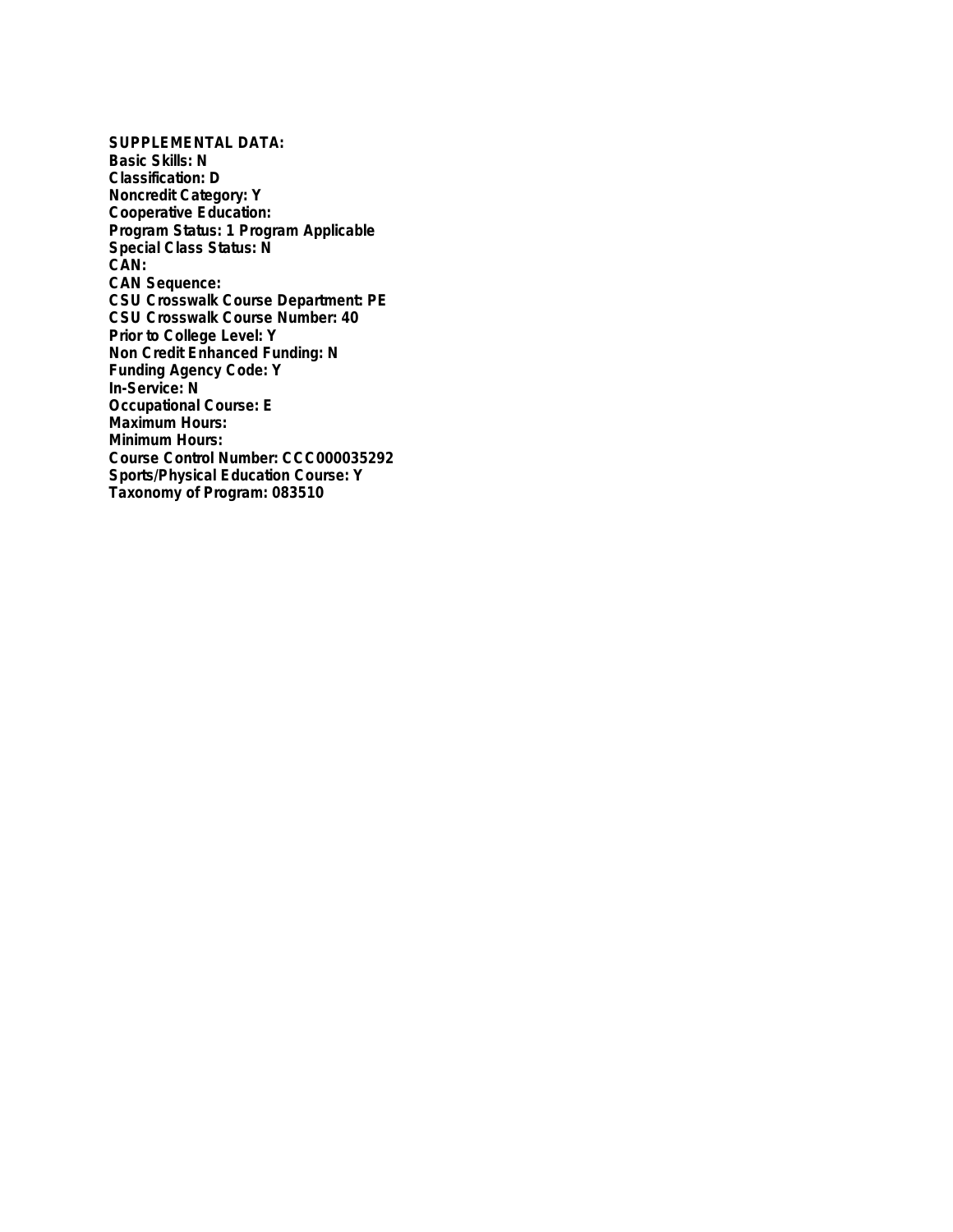**SUPPLEMENTAL DATA:**
**Basic Skills: N**
**Classification: D**
**Noncredit Category: Y**
**Cooperative Education:**
**Program Status: 1 Program Applicable**
**Special Class Status: N**
**CAN:**
**CAN Sequence:**
**CSU Crosswalk Course Department: PE**
**CSU Crosswalk Course Number: 40**
**Prior to College Level: Y**
**Non Credit Enhanced Funding: N**
**Funding Agency Code: Y**
**In-Service: N**
**Occupational Course: E**
**Maximum Hours:**
**Minimum Hours:**
**Course Control Number: CCC000035292**
**Sports/Physical Education Course: Y**
**Taxonomy of Program: 083510**